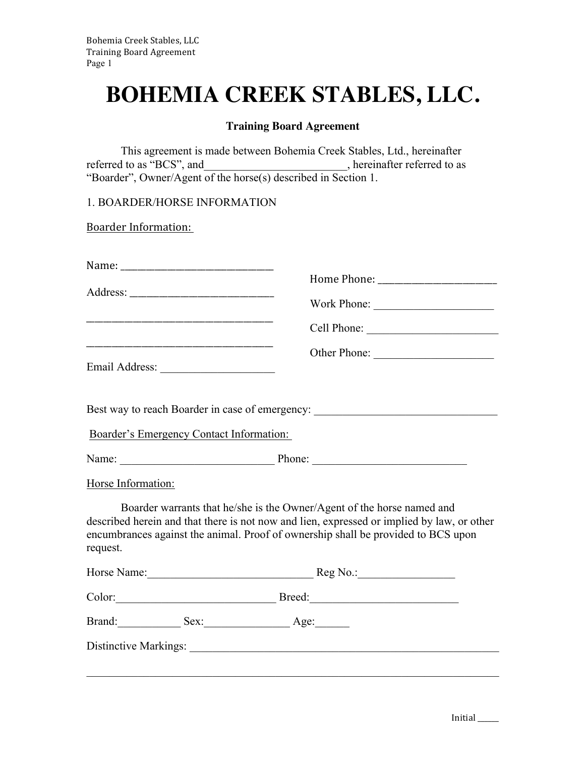# BOHEMIA CREEK STABLES, LLC.

**Training Board Agreement**

This agreement is made between Bohemia Creek Stables, Ltd., hereinafter referred to as "BCS", and_________________________, hereinafter referred to as "Boarder", Owner/Agent of the horse(s) described in Section 1.

1. BOARDER/HORSE INFORMATION

Boarder Information:

Name: ____________________________

Address: __________________________

________________________________

________________________________

Email Address: ___________________

Home Phone: _____________________

Work Phone: _____________________

Cell Phone: _______________________

Other Phone: _____________________

Best way to reach Boarder in case of emergency: ________________________________

Boarder's Emergency Contact Information:

Name: ___________________________ Phone: ___________________________

Horse Information:

Boarder warrants that he/she is the Owner/Agent of the horse named and described herein and that there is not now and lien, expressed or implied by law, or other encumbrances against the animal. Proof of ownership shall be provided to BCS upon request.

Horse Name:_____________________________ Reg No.:_________________

Color:____________________________ Breed:__________________________

Brand:___________ Sex:_______________ Age:______

Distinctive Markings: _________________________________________________________

_______________________________________________________________________

Initial _____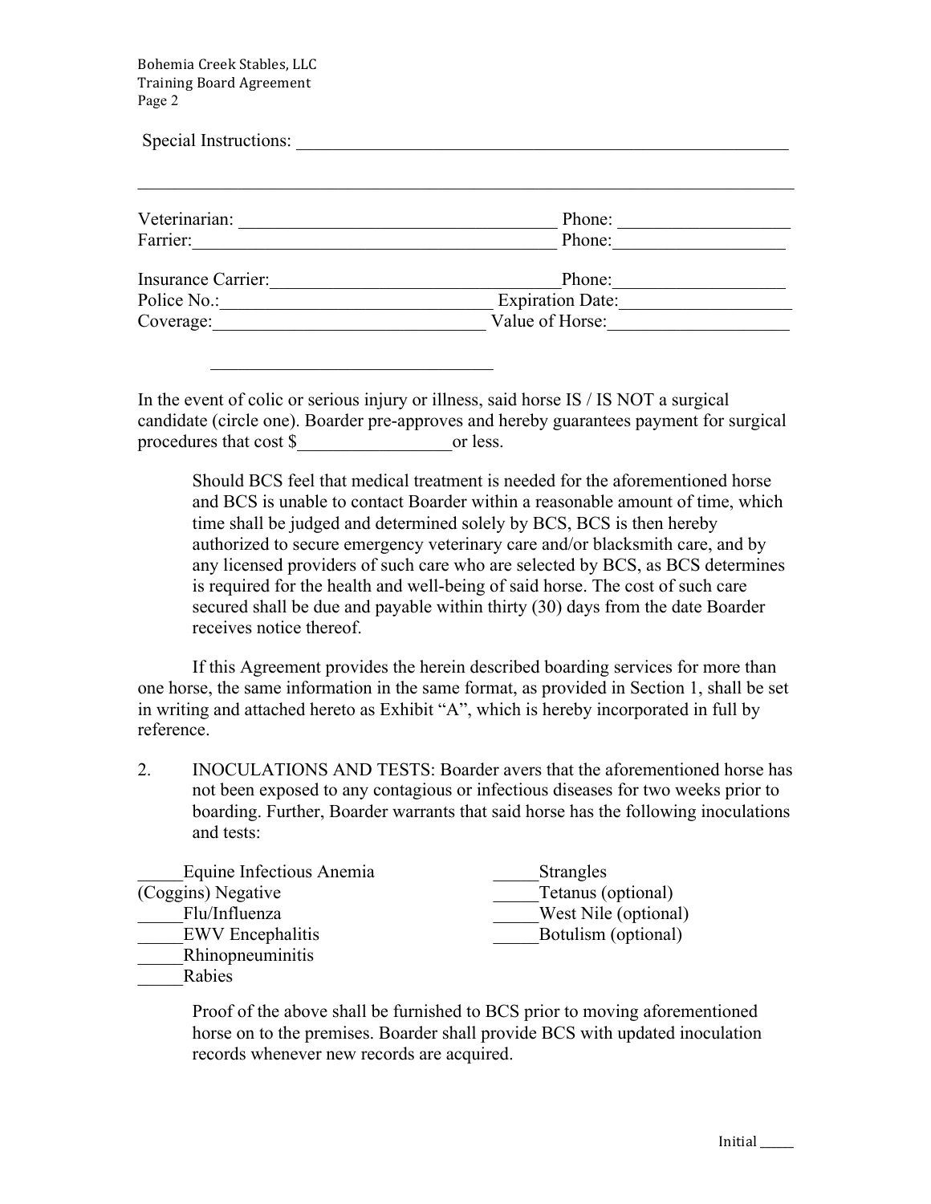Special Instructions: ________________________________________________________

______________________________________________________________________________

Veterinarian: ____________________________________ Phone: ___________________
Farrier:_________________________________________ Phone:___________________

Insurance Carrier:_______________________________Phone:___________________
Police No.:______________________________ Expiration Date:___________________
Coverage:______________________________ Value of Horse:___________________

_______________________________

In the event of colic or serious injury or illness, said horse IS / IS NOT a surgical candidate (circle one). Boarder pre-approves and hereby guarantees payment for surgical procedures that cost $_________________or less.

Should BCS feel that medical treatment is needed for the aforementioned horse and BCS is unable to contact Boarder within a reasonable amount of time, which time shall be judged and determined solely by BCS, BCS is then hereby authorized to secure emergency veterinary care and/or blacksmith care, and by any licensed providers of such care who are selected by BCS, as BCS determines is required for the health and well-being of said horse. The cost of such care secured shall be due and payable within thirty (30) days from the date Boarder receives notice thereof.

If this Agreement provides the herein described boarding services for more than one horse, the same information in the same format, as provided in Section 1, shall be set in writing and attached hereto as Exhibit "A", which is hereby incorporated in full by reference.

2. INOCULATIONS AND TESTS: Boarder avers that the aforementioned horse has not been exposed to any contagious or infectious diseases for two weeks prior to boarding. Further, Boarder warrants that said horse has the following inoculations and tests:

_____Equine Infectious Anemia (Coggins) Negative
_____Flu/Influenza
_____EWV Encephalitis
_____Rhinopneuminitis
_____Rabies
_____Strangles
_____Tetanus (optional)
_____West Nile (optional)
_____Botulism (optional)

Proof of the above shall be furnished to BCS prior to moving aforementioned horse on to the premises. Boarder shall provide BCS with updated inoculation records whenever new records are acquired.

Initial _____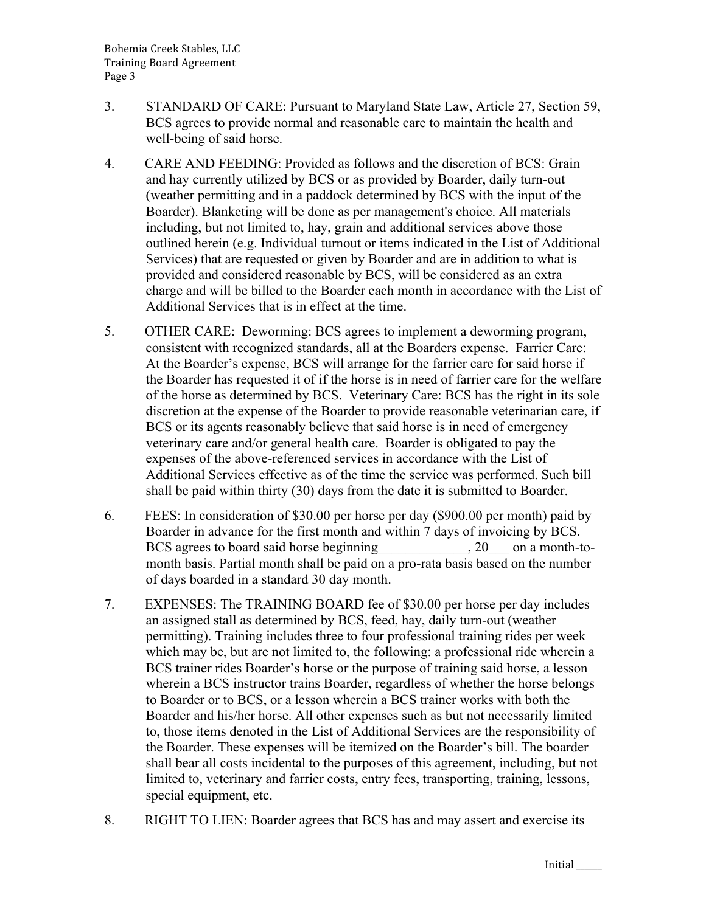3. STANDARD OF CARE: Pursuant to Maryland State Law, Article 27, Section 59, BCS agrees to provide normal and reasonable care to maintain the health and well-being of said horse.

4. CARE AND FEEDING: Provided as follows and the discretion of BCS: Grain and hay currently utilized by BCS or as provided by Boarder, daily turn-out (weather permitting and in a paddock determined by BCS with the input of the Boarder). Blanketing will be done as per management's choice. All materials including, but not limited to, hay, grain and additional services above those outlined herein (e.g. Individual turnout or items indicated in the List of Additional Services) that are requested or given by Boarder and are in addition to what is provided and considered reasonable by BCS, will be considered as an extra charge and will be billed to the Boarder each month in accordance with the List of Additional Services that is in effect at the time.

5. OTHER CARE: Deworming: BCS agrees to implement a deworming program, consistent with recognized standards, all at the Boarders expense. Farrier Care: At the Boarder's expense, BCS will arrange for the farrier care for said horse if the Boarder has requested it of if the horse is in need of farrier care for the welfare of the horse as determined by BCS. Veterinary Care: BCS has the right in its sole discretion at the expense of the Boarder to provide reasonable veterinarian care, if BCS or its agents reasonably believe that said horse is in need of emergency veterinary care and/or general health care. Boarder is obligated to pay the expenses of the above-referenced services in accordance with the List of Additional Services effective as of the time the service was performed. Such bill shall be paid within thirty (30) days from the date it is submitted to Boarder.

6. FEES: In consideration of $30.00 per horse per day ($900.00 per month) paid by Boarder in advance for the first month and within 7 days of invoicing by BCS. BCS agrees to board said horse beginning_____________, 20___ on a month-to-month basis. Partial month shall be paid on a pro-rata basis based on the number of days boarded in a standard 30 day month.

7. EXPENSES: The TRAINING BOARD fee of $30.00 per horse per day includes an assigned stall as determined by BCS, feed, hay, daily turn-out (weather permitting). Training includes three to four professional training rides per week which may be, but are not limited to, the following: a professional ride wherein a BCS trainer rides Boarder's horse or the purpose of training said horse, a lesson wherein a BCS instructor trains Boarder, regardless of whether the horse belongs to Boarder or to BCS, or a lesson wherein a BCS trainer works with both the Boarder and his/her horse. All other expenses such as but not necessarily limited to, those items denoted in the List of Additional Services are the responsibility of the Boarder. These expenses will be itemized on the Boarder's bill. The boarder shall bear all costs incidental to the purposes of this agreement, including, but not limited to, veterinary and farrier costs, entry fees, transporting, training, lessons, special equipment, etc.

8. RIGHT TO LIEN: Boarder agrees that BCS has and may assert and exercise its

Initial _____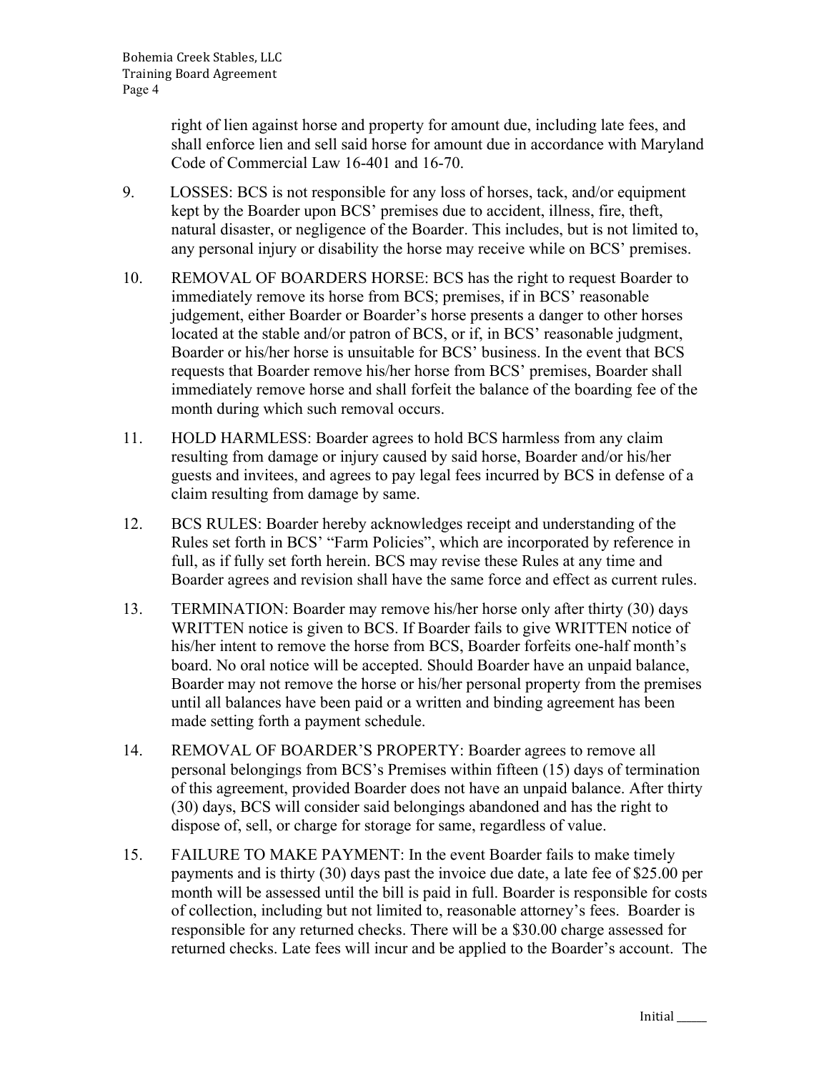right of lien against horse and property for amount due, including late fees, and shall enforce lien and sell said horse for amount due in accordance with Maryland Code of Commercial Law 16-401 and 16-70.

9. LOSSES: BCS is not responsible for any loss of horses, tack, and/or equipment kept by the Boarder upon BCS' premises due to accident, illness, fire, theft, natural disaster, or negligence of the Boarder. This includes, but is not limited to, any personal injury or disability the horse may receive while on BCS' premises.

10. REMOVAL OF BOARDERS HORSE: BCS has the right to request Boarder to immediately remove its horse from BCS; premises, if in BCS' reasonable judgement, either Boarder or Boarder's horse presents a danger to other horses located at the stable and/or patron of BCS, or if, in BCS' reasonable judgment, Boarder or his/her horse is unsuitable for BCS' business. In the event that BCS requests that Boarder remove his/her horse from BCS' premises, Boarder shall immediately remove horse and shall forfeit the balance of the boarding fee of the month during which such removal occurs.

11. HOLD HARMLESS: Boarder agrees to hold BCS harmless from any claim resulting from damage or injury caused by said horse, Boarder and/or his/her guests and invitees, and agrees to pay legal fees incurred by BCS in defense of a claim resulting from damage by same.

12. BCS RULES: Boarder hereby acknowledges receipt and understanding of the Rules set forth in BCS' "Farm Policies", which are incorporated by reference in full, as if fully set forth herein. BCS may revise these Rules at any time and Boarder agrees and revision shall have the same force and effect as current rules.

13. TERMINATION: Boarder may remove his/her horse only after thirty (30) days WRITTEN notice is given to BCS. If Boarder fails to give WRITTEN notice of his/her intent to remove the horse from BCS, Boarder forfeits one-half month's board. No oral notice will be accepted. Should Boarder have an unpaid balance, Boarder may not remove the horse or his/her personal property from the premises until all balances have been paid or a written and binding agreement has been made setting forth a payment schedule.

14. REMOVAL OF BOARDER'S PROPERTY: Boarder agrees to remove all personal belongings from BCS's Premises within fifteen (15) days of termination of this agreement, provided Boarder does not have an unpaid balance. After thirty (30) days, BCS will consider said belongings abandoned and has the right to dispose of, sell, or charge for storage for same, regardless of value.

15. FAILURE TO MAKE PAYMENT: In the event Boarder fails to make timely payments and is thirty (30) days past the invoice due date, a late fee of $25.00 per month will be assessed until the bill is paid in full. Boarder is responsible for costs of collection, including but not limited to, reasonable attorney's fees. Boarder is responsible for any returned checks. There will be a $30.00 charge assessed for returned checks. Late fees will incur and be applied to the Boarder's account. The

Initial _____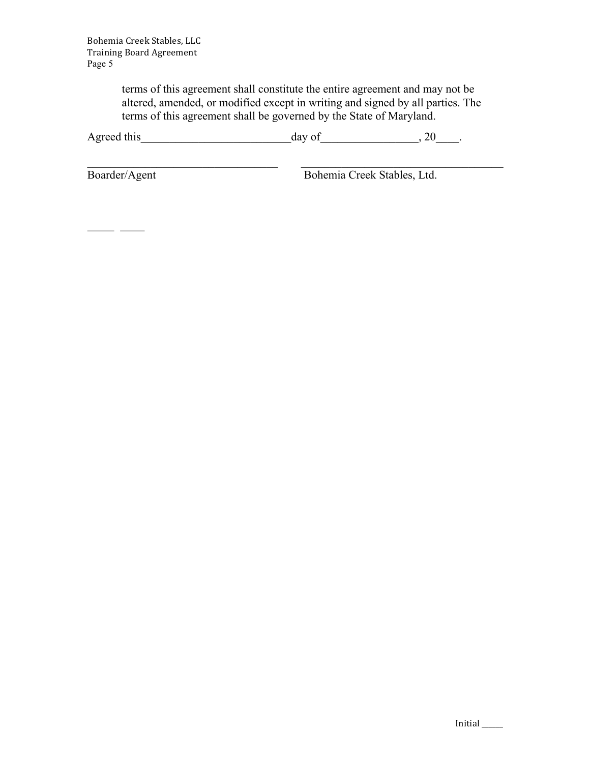terms of this agreement shall constitute the entire agreement and may not be altered, amended, or modified except in writing and signed by all parties. The terms of this agreement shall be governed by the State of Maryland.

Agreed this\_\_\_\_\_\_\_\_\_\_\_\_\_\_\_\_\_\_\_\_\_\_\_\_\_\_day of\_\_\_\_\_\_\_\_\_\_\_\_\_\_\_\_\_, 20\_\_\_\_.

\_\_\_\_\_\_\_\_\_\_\_\_\_\_\_\_\_\_\_\_\_\_\_\_\_\_\_\_\_\_\_\_\_\_ \_\_\_\_\_\_\_\_\_\_\_\_\_\_\_\_\_\_\_\_\_\_\_\_\_\_\_\_\_\_\_\_\_\_\_\_

Boarder/Agent Bohemia Creek Stables, Ltd.

Initial \_\_\_\_\_